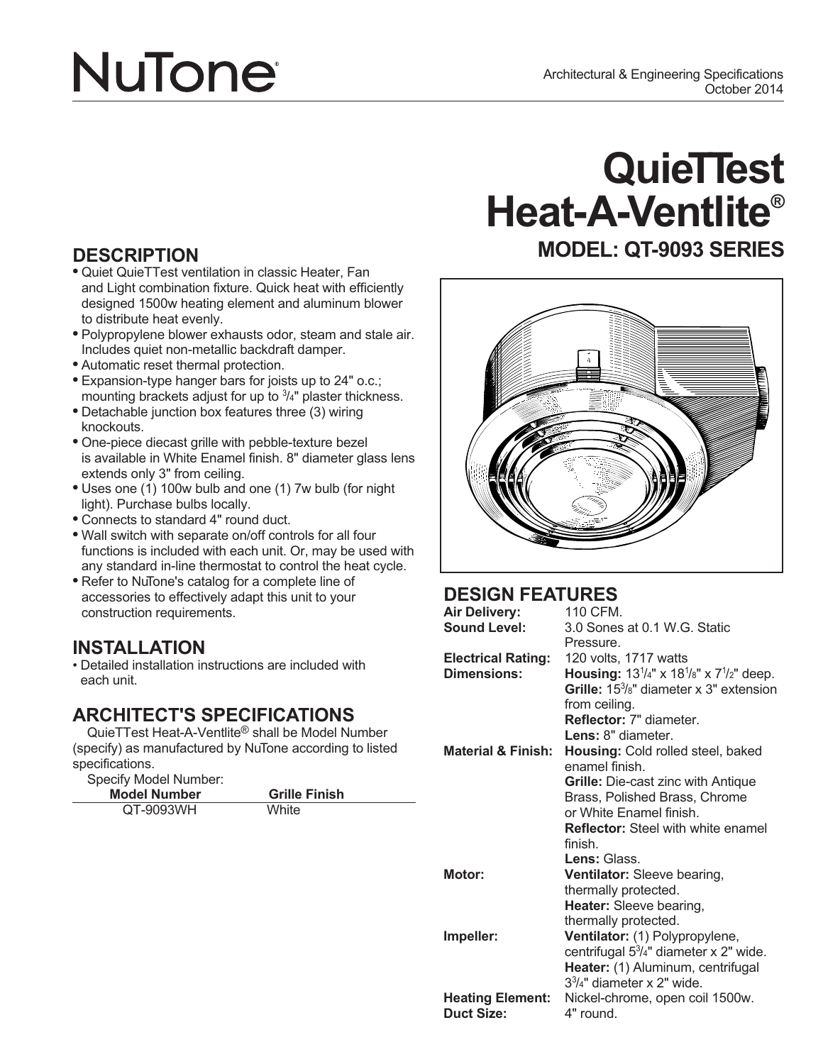# NuTone®

Architectural & Engineering Specifications
October 2014

# QuieTTest Heat-A-Ventlite®

## MODEL: QT-9093 SERIES

## DESCRIPTION

- Quiet QuieTTest ventilation in classic Heater, Fan and Light combination fixture. Quick heat with efficiently designed 1500w heating element and aluminum blower to distribute heat evenly.
- Polypropylene blower exhausts odor, steam and stale air. Includes quiet non-metallic backdraft damper.
- Automatic reset thermal protection.
- Expansion-type hanger bars for joists up to 24" o.c.; mounting brackets adjust for up to 3/4" plaster thickness.
- Detachable junction box features three (3) wiring knockouts.
- One-piece diecast grille with pebble-texture bezel is available in White Enamel finish. 8" diameter glass lens extends only 3" from ceiling.
- Uses one (1) 100w bulb and one (1) 7w bulb (for night light). Purchase bulbs locally.
- Connects to standard 4" round duct.
- Wall switch with separate on/off controls for all four functions is included with each unit. Or, may be used with any standard in-line thermostat to control the heat cycle.
- Refer to NuTone's catalog for a complete line of accessories to effectively adapt this unit to your construction requirements.

## INSTALLATION

- Detailed installation instructions are included with each unit.

## ARCHITECT'S SPECIFICATIONS

QuieTTest Heat-A-Ventlite® shall be Model Number (specify) as manufactured by NuTone according to listed specifications.

Specify Model Number:

| Model Number | Grille Finish |
|---|---|
| QT-9093WH | White |

## DESIGN FEATURES

**Air Delivery:** 110 CFM.

**Sound Level:** 3.0 Sones at 0.1 W.G. Static Pressure.

**Electrical Rating:** 120 volts, 1717 watts

**Dimensions:**
- **Housing:** 13 1/4" x 18 1/8" x 7 1/2" deep.
- **Grille:** 15 3/8" diameter x 3" extension from ceiling.
- **Reflector:** 7" diameter.
- **Lens:** 8" diameter.

**Material & Finish:**
- **Housing:** Cold rolled steel, baked enamel finish.
- **Grille:** Die-cast zinc with Antique Brass, Polished Brass, Chrome or White Enamel finish.
- **Reflector:** Steel with white enamel finish.
- **Lens:** Glass.

**Motor:**
- **Ventilator:** Sleeve bearing, thermally protected.
- **Heater:** Sleeve bearing, thermally protected.

**Impeller:**
- **Ventilator:** (1) Polypropylene, centrifugal 5 3/4" diameter x 2" wide.
- **Heater:** (1) Aluminum, centrifugal 3 3/4" diameter x 2" wide.

**Heating Element:** Nickel-chrome, open coil 1500w.

**Duct Size:** 4" round.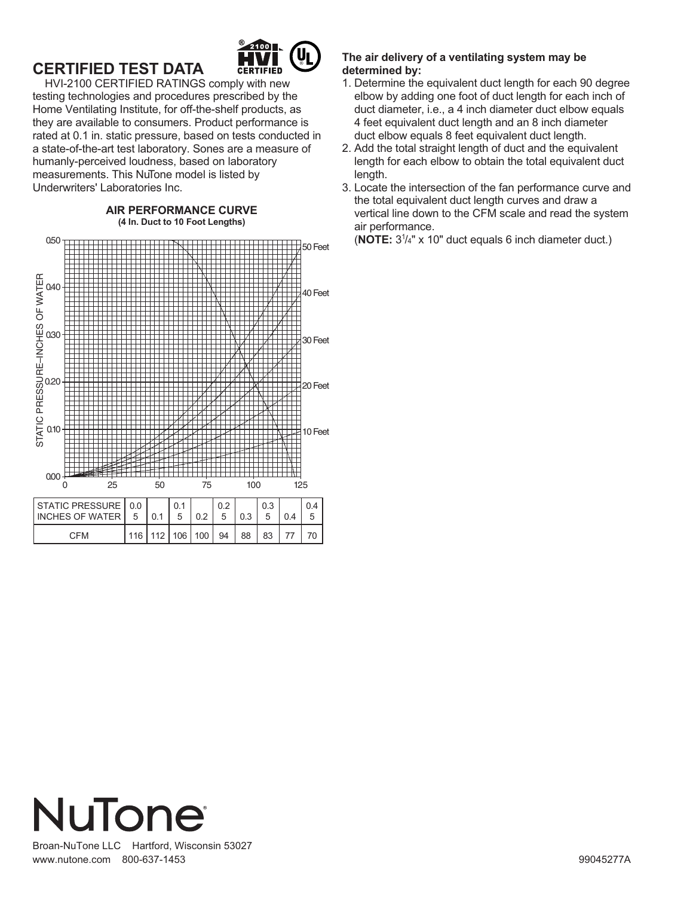## CERTIFIED TEST DATA

HVI-2100 CERTIFIED RATINGS comply with new testing technologies and procedures prescribed by the Home Ventilating Institute, for off-the-shelf products, as they are available to consumers. Product performance is rated at 0.1 in. static pressure, based on tests conducted in a state-of-the-art test laboratory. Sones are a measure of humanly-perceived loudness, based on laboratory measurements. This NuTone model is listed by Underwriters' Laboratories Inc.

**AIR PERFORMANCE CURVE**
**(4 In. Duct to 10 Foot Lengths)**

STATIC PRESSURE–INCHES OF WATER

0.50
0.40
0.30
0.20
0.10
0.00

0 25 50 75 100 125

50 Feet
40 Feet
30 Feet
20 Feet
10 Feet

| STATIC PRESSURE INCHES OF WATER | 0.05 | 0.1 | 0.15 | 0.2 | 0.25 | 0.3 | 0.35 | 0.4 | 0.45 |
|---|---|---|---|---|---|---|---|---|---|
| CFM | 116 | 112 | 106 | 100 | 94 | 88 | 83 | 77 | 70 |

**The air delivery of a ventilating system may be determined by:**

1. Determine the equivalent duct length for each 90 degree elbow by adding one foot of duct length for each inch of duct diameter, i.e., a 4 inch diameter duct elbow equals 4 feet equivalent duct length and an 8 inch diameter duct elbow equals 8 feet equivalent duct length.
2. Add the total straight length of duct and the equivalent length for each elbow to obtain the total equivalent duct length.
3. Locate the intersection of the fan performance curve and the total equivalent duct length curves and draw a vertical line down to the CFM scale and read the system air performance.

(**NOTE:** 3¼" x 10" duct equals 6 inch diameter duct.)

NuTone®

Broan-NuTone LLC Hartford, Wisconsin 53027
www.nutone.com 800-637-1453

99045277A